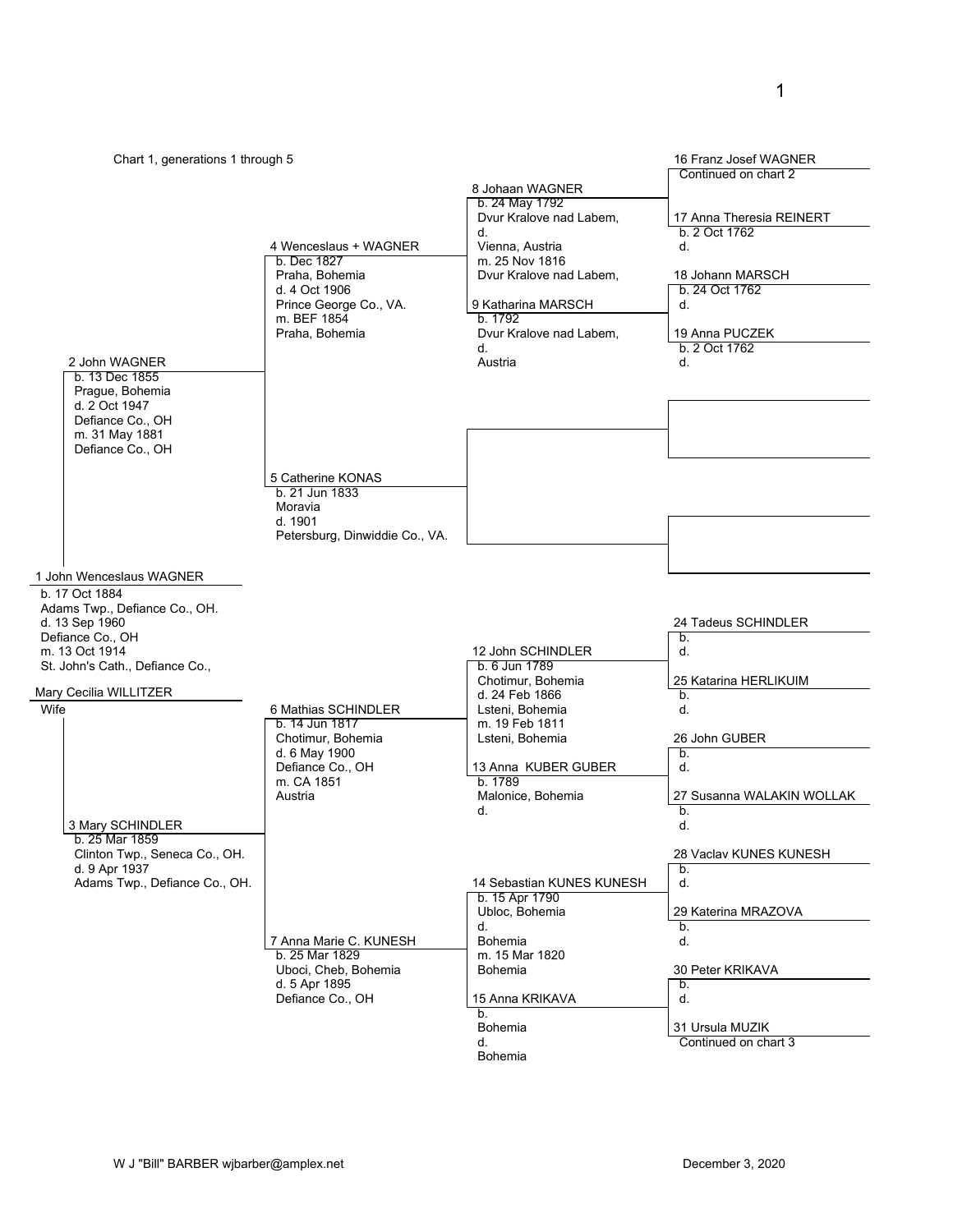Chart 1, generations 1 through 5

**1 John Wenceslaus WAGNER**
b. 17 Oct 1884
Adams Twp., Defiance Co., OH.
d. 13 Sep 1960
Defiance Co., OH
m. 13 Oct 1914
St. John's Cath., Defiance Co.,

**Mary Cecilia WILLITZER**
Wife

**2 John WAGNER**
b. 13 Dec 1855
Prague, Bohemia
d. 2 Oct 1947
Defiance Co., OH
m. 31 May 1881
Defiance Co., OH

**3 Mary SCHINDLER**
b. 25 Mar 1859
Clinton Twp., Seneca Co., OH.
d. 9 Apr 1937
Adams Twp., Defiance Co., OH.

**4 Wenceslaus + WAGNER**
b. Dec 1827
Praha, Bohemia
d. 4 Oct 1906
Prince George Co., VA.
m. BEF 1854
Praha, Bohemia

**5 Catherine KONAS**
b. 21 Jun 1833
Moravia
d. 1901
Petersburg, Dinwiddie Co., VA.

**6 Mathias SCHINDLER**
b. 14 Jun 1817
Chotimur, Bohemia
d. 6 May 1900
Defiance Co., OH
m. CA 1851
Austria

**7 Anna Marie C. KUNESH**
b. 25 Mar 1829
Uboci, Cheb, Bohemia
d. 5 Apr 1895
Defiance Co., OH

**8 Johaan WAGNER**
b. 24 May 1792
Dvur Kralove nad Labem,
d.
Vienna, Austria
m. 25 Nov 1816
Dvur Kralove nad Labem,

**9 Katharina MARSCH**
b. 1792
Dvur Kralove nad Labem,
d.
Austria

**12 John SCHINDLER**
b. 6 Jun 1789
Chotimur, Bohemia
d. 24 Feb 1866
Lsteni, Bohemia
m. 19 Feb 1811
Lsteni, Bohemia

**13 Anna KUBER GUBER**
b. 1789
Malonice, Bohemia
d.

**14 Sebastian KUNES KUNESH**
b. 15 Apr 1790
Ubloc, Bohemia
d.
Bohemia
m. 15 Mar 1820
Bohemia

**15 Anna KRIKAVA**
b.
Bohemia
d.
Bohemia

**16 Franz Josef WAGNER**
Continued on chart 2

**17 Anna Theresia REINERT**
b. 2 Oct 1762
d.

**18 Johann MARSCH**
b. 24 Oct 1762
d.

**19 Anna PUCZEK**
b. 2 Oct 1762
d.

**24 Tadeus SCHINDLER**
b.
d.

**25 Katarina HERLIKUIM**
b.
d.

**26 John GUBER**
b.
d.

**27 Susanna WALAKIN WOLLAK**
b.
d.

**28 Vaclav KUNES KUNESH**
b.
d.

**29 Katerina MRAZOVA**
b.
d.

**30 Peter KRIKAVA**
b.
d.

**31 Ursula MUZIK**
Continued on chart 3

W J "Bill" BARBER wjbarber@amplex.net — December 3, 2020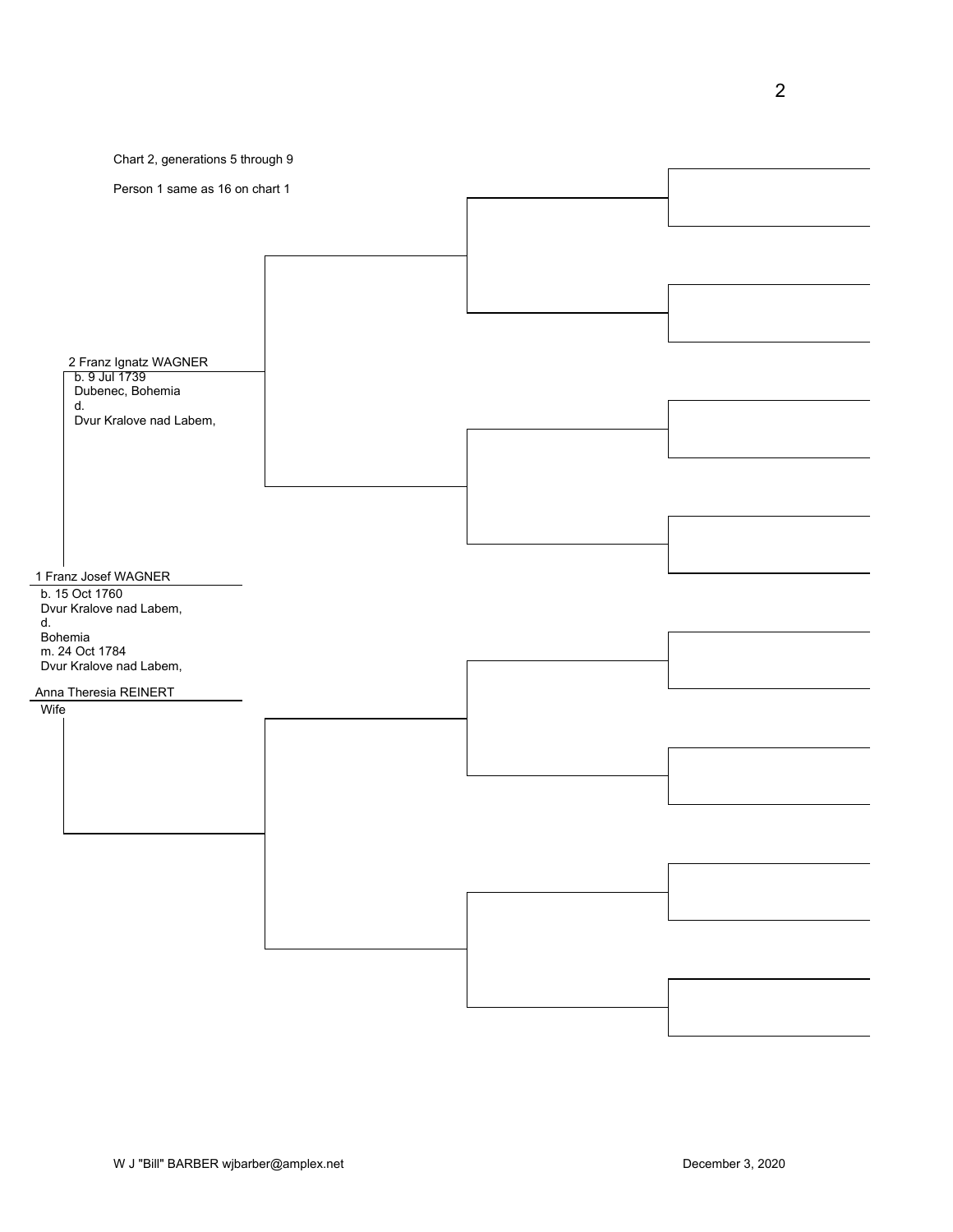Chart 2, generations 5 through 9

Person 1 same as 16 on chart 1

2 Franz Ignatz WAGNER
b. 9 Jul 1739
Dubenec, Bohemia
d.
Dvur Kralove nad Labem,

1 Franz Josef WAGNER
b. 15 Oct 1760
Dvur Kralove nad Labem,
d.
Bohemia
m. 24 Oct 1784
Dvur Kralove nad Labem,

Anna Theresia REINERT
Wife

W J "Bill" BARBER wjbarber@amplex.net

December 3, 2020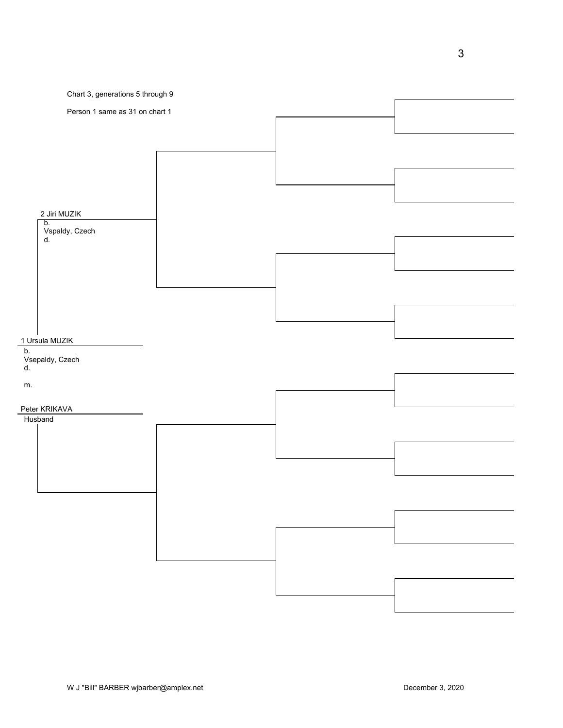Chart 3, generations 5 through 9

Person 1 same as 31 on chart 1

2 Jiri MUZIK
b.
Vspaldy, Czech
d.

1 Ursula MUZIK
b.
Vsepaldy, Czech
d.

m.

Peter KRIKAVA
Husband

W J "Bill" BARBER wjbarber@amplex.net

December 3, 2020